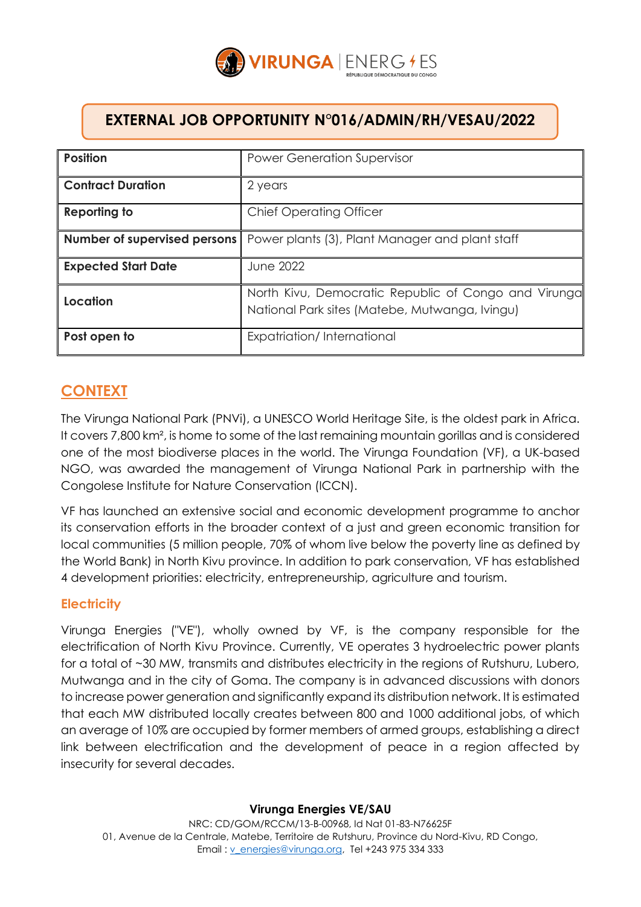VIRUNGA | ENERGIES
RÉPUBLIQUE DÉMOCRATIQUE DU CONGO

# EXTERNAL JOB OPPORTUNITY N°016/ADMIN/RH/VESAU/2022

| **Position** | Power Generation Supervisor |
|---|---|
| **Contract Duration** | 2 years |
| **Reporting to** | Chief Operating Officer |
| **Number of supervised persons** | Power plants (3), Plant Manager and plant staff |
| **Expected Start Date** | June 2022 |
| **Location** | North Kivu, Democratic Republic of Congo and Virunga National Park sites (Matebe, Mutwanga, Ivingu) |
| **Post open to** | Expatriation/ International |

## CONTEXT

The Virunga National Park (PNVi), a UNESCO World Heritage Site, is the oldest park in Africa. It covers 7,800 km², is home to some of the last remaining mountain gorillas and is considered one of the most biodiverse places in the world. The Virunga Foundation (VF), a UK-based NGO, was awarded the management of Virunga National Park in partnership with the Congolese Institute for Nature Conservation (ICCN).

VF has launched an extensive social and economic development programme to anchor its conservation efforts in the broader context of a just and green economic transition for local communities (5 million people, 70% of whom live below the poverty line as defined by the World Bank) in North Kivu province. In addition to park conservation, VF has established 4 development priorities: electricity, entrepreneurship, agriculture and tourism.

### Electricity

Virunga Energies ("VE"), wholly owned by VF, is the company responsible for the electrification of North Kivu Province. Currently, VE operates 3 hydroelectric power plants for a total of ~30 MW, transmits and distributes electricity in the regions of Rutshuru, Lubero, Mutwanga and in the city of Goma. The company is in advanced discussions with donors to increase power generation and significantly expand its distribution network. It is estimated that each MW distributed locally creates between 800 and 1000 additional jobs, of which an average of 10% are occupied by former members of armed groups, establishing a direct link between electrification and the development of peace in a region affected by insecurity for several decades.

**Virunga Energies VE/SAU**
NRC: CD/GOM/RCCM/13-B-00968, Id Nat 01-83-N76625F
01, Avenue de la Centrale, Matebe, Territoire de Rutshuru, Province du Nord-Kivu, RD Congo,
Email : v_energies@virunga.org, Tel +243 975 334 333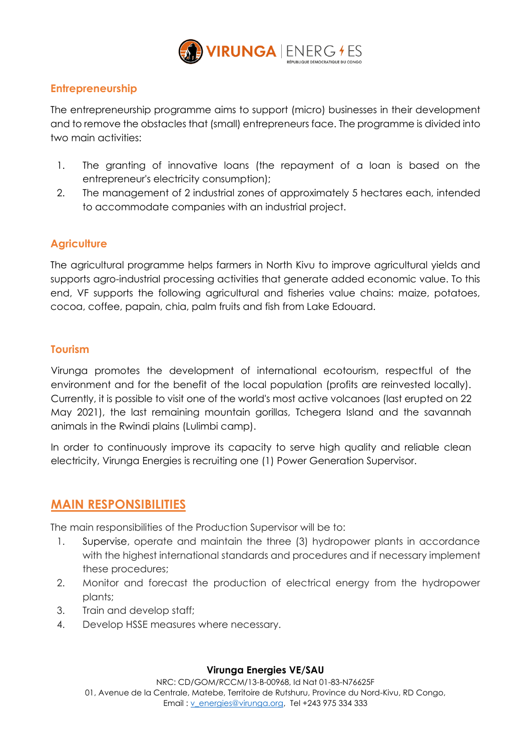## Entrepreneurship

The entrepreneurship programme aims to support (micro) businesses in their development and to remove the obstacles that (small) entrepreneurs face. The programme is divided into two main activities:

1. The granting of innovative loans (the repayment of a loan is based on the entrepreneur's electricity consumption);
2. The management of 2 industrial zones of approximately 5 hectares each, intended to accommodate companies with an industrial project.

## Agriculture

The agricultural programme helps farmers in North Kivu to improve agricultural yields and supports agro-industrial processing activities that generate added economic value. To this end, VF supports the following agricultural and fisheries value chains: maize, potatoes, cocoa, coffee, papain, chia, palm fruits and fish from Lake Edouard.

## Tourism

Virunga promotes the development of international ecotourism, respectful of the environment and for the benefit of the local population (profits are reinvested locally). Currently, it is possible to visit one of the world's most active volcanoes (last erupted on 22 May 2021), the last remaining mountain gorillas, Tchegera Island and the savannah animals in the Rwindi plains (Lulimbi camp).

In order to continuously improve its capacity to serve high quality and reliable clean electricity, Virunga Energies is recruiting one (1) Power Generation Supervisor.

## MAIN RESPONSIBILITIES

The main responsibilities of the Production Supervisor will be to:

1. Supervise, operate and maintain the three (3) hydropower plants in accordance with the highest international standards and procedures and if necessary implement these procedures;
2. Monitor and forecast the production of electrical energy from the hydropower plants;
3. Train and develop staff;
4. Develop HSSE measures where necessary.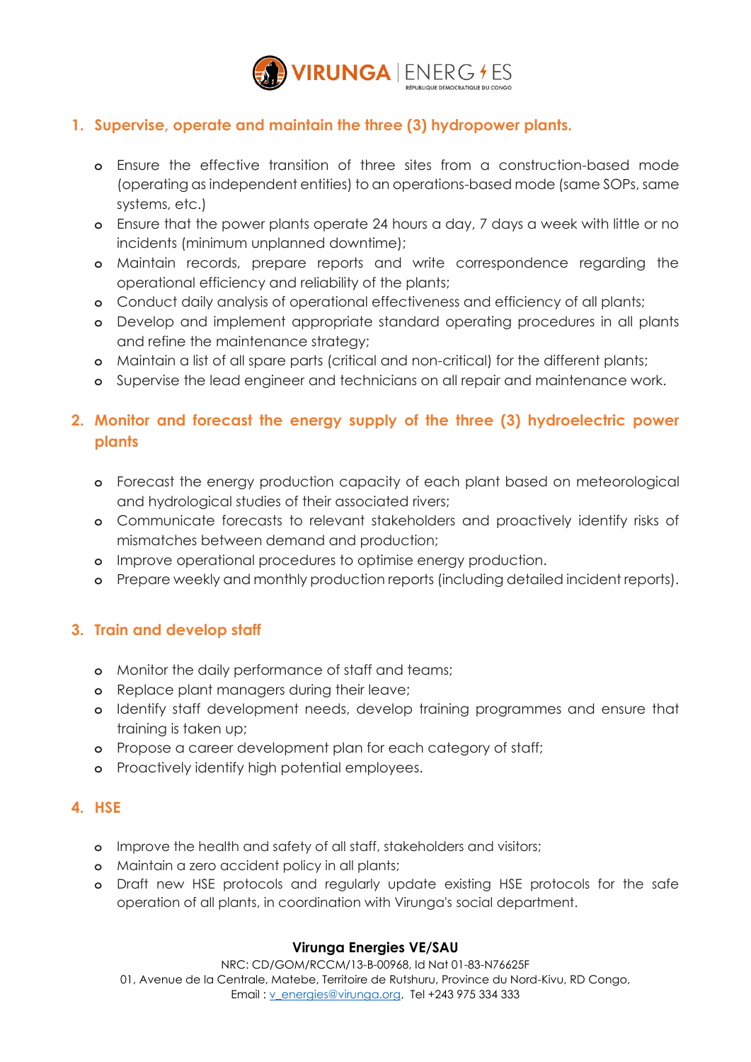1. **Supervise, operate and maintain the three (3) hydropower plants.**

   - Ensure the effective transition of three sites from a construction-based mode (operating as independent entities) to an operations-based mode (same SOPs, same systems, etc.)
   - Ensure that the power plants operate 24 hours a day, 7 days a week with little or no incidents (minimum unplanned downtime);
   - Maintain records, prepare reports and write correspondence regarding the operational efficiency and reliability of the plants;
   - Conduct daily analysis of operational effectiveness and efficiency of all plants;
   - Develop and implement appropriate standard operating procedures in all plants and refine the maintenance strategy;
   - Maintain a list of all spare parts (critical and non-critical) for the different plants;
   - Supervise the lead engineer and technicians on all repair and maintenance work.

2. **Monitor and forecast the energy supply of the three (3) hydroelectric power plants**

   - Forecast the energy production capacity of each plant based on meteorological and hydrological studies of their associated rivers;
   - Communicate forecasts to relevant stakeholders and proactively identify risks of mismatches between demand and production;
   - Improve operational procedures to optimise energy production.
   - Prepare weekly and monthly production reports (including detailed incident reports).

3. **Train and develop staff**

   - Monitor the daily performance of staff and teams;
   - Replace plant managers during their leave;
   - Identify staff development needs, develop training programmes and ensure that training is taken up;
   - Propose a career development plan for each category of staff;
   - Proactively identify high potential employees.

4. **HSE**

   - Improve the health and safety of all staff, stakeholders and visitors;
   - Maintain a zero accident policy in all plants;
   - Draft new HSE protocols and regularly update existing HSE protocols for the safe operation of all plants, in coordination with Virunga's social department.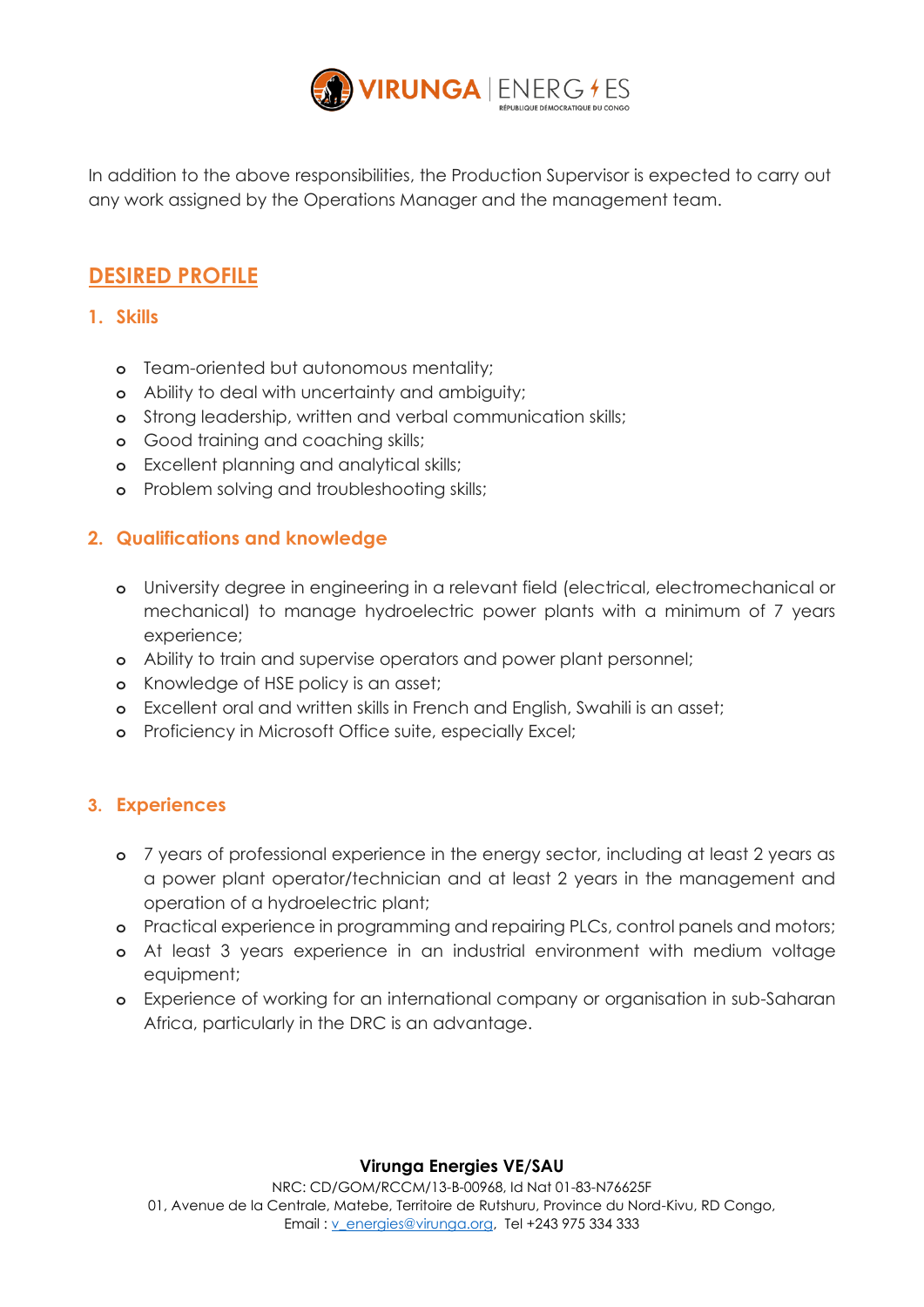In addition to the above responsibilities, the Production Supervisor is expected to carry out any work assigned by the Operations Manager and the management team.

## DESIRED PROFILE

### 1. Skills

- Team-oriented but autonomous mentality;
- Ability to deal with uncertainty and ambiguity;
- Strong leadership, written and verbal communication skills;
- Good training and coaching skills;
- Excellent planning and analytical skills;
- Problem solving and troubleshooting skills;

### 2. Qualifications and knowledge

- University degree in engineering in a relevant field (electrical, electromechanical or mechanical) to manage hydroelectric power plants with a minimum of 7 years experience;
- Ability to train and supervise operators and power plant personnel;
- Knowledge of HSE policy is an asset;
- Excellent oral and written skills in French and English, Swahili is an asset;
- Proficiency in Microsoft Office suite, especially Excel;

### 3. Experiences

- 7 years of professional experience in the energy sector, including at least 2 years as a power plant operator/technician and at least 2 years in the management and operation of a hydroelectric plant;
- Practical experience in programming and repairing PLCs, control panels and motors;
- At least 3 years experience in an industrial environment with medium voltage equipment;
- Experience of working for an international company or organisation in sub-Saharan Africa, particularly in the DRC is an advantage.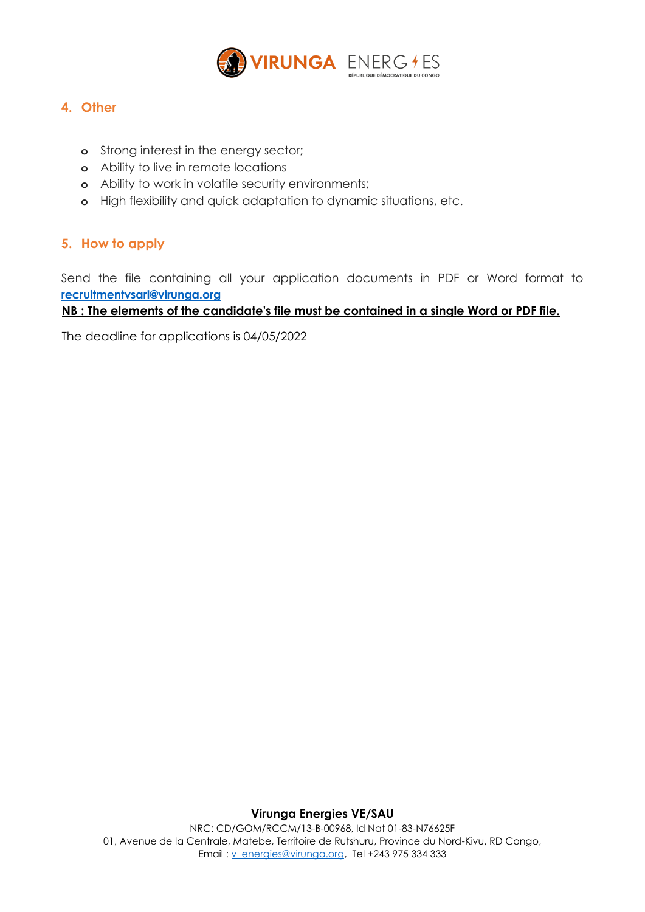## 4. Other

- Strong interest in the energy sector;
- Ability to live in remote locations
- Ability to work in volatile security environments;
- High flexibility and quick adaptation to dynamic situations, etc.

## 5. How to apply

Send the file containing all your application documents in PDF or Word format to **recruitmentvsarl@virunga.org**

**NB : The elements of the candidate's file must be contained in a single Word or PDF file.**

The deadline for applications is 04/05/2022